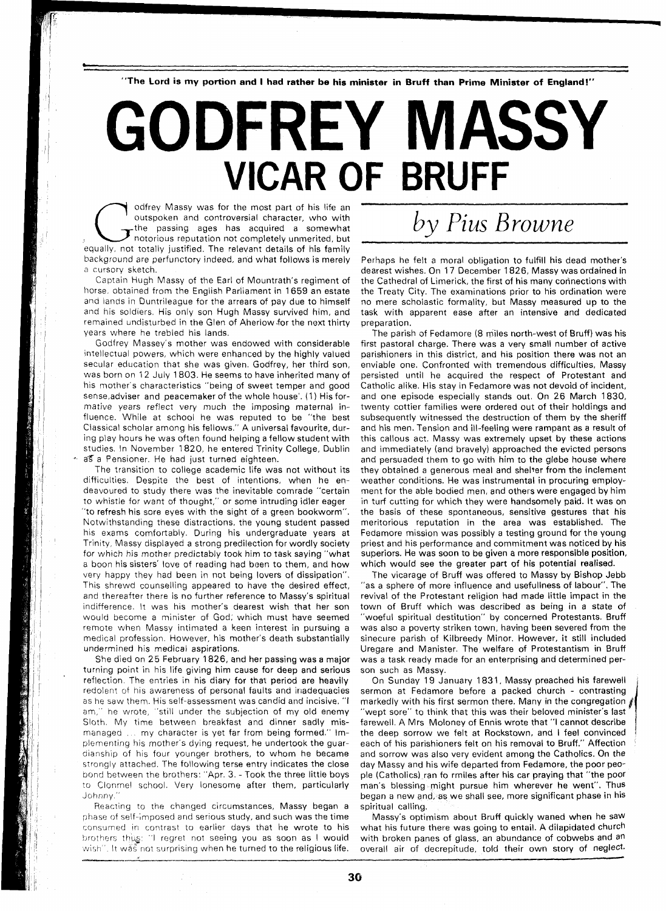"The Lord is my portion and I had rather be his minister in Bruff than Prime Minister of England!"

# GODFREY MASSY
## VICAR OF BRUFF

*by Pius Browne*

Godfrey Massy was for the most part of his life an outspoken and controversial character, who with the passing ages has acquired a somewhat notorious reputation not completely unmerited, but equally, not totally justified. The relevant details of his family background are perfunctory indeed, and what follows is merely a cursory sketch.

Captain Hugh Massy of the Earl of Mountrath's regiment of horse, obtained from the English Parliament in 1659 an estate and lands in Duntrileague for the arrears of pay due to himself and his soldiers. His only son Hugh Massy survived him, and remained undisturbed in the Glen of Aherlow for the next thirty years where he trebled his lands.

Godfrey Massey's mother was endowed with considerable intellectual powers, which were enhanced by the highly valued secular education that she was given. Godfrey, her third son, was born on 12 July 1803. He seems to have inherited many of his mother's characteristics "being of sweet temper and good sense,adviser and peacemaker of the whole house'. (1) His formative years reflect very much the imposing maternal influence. While at school he was reputed to be "the best Classical scholar among his fellows." A universal favourite, during play hours he was often found helping a fellow student with studies. In November 1820, he entered Trinity College, Dublin as a Pensioner. He had just turned eighteen.

The transition to college academic life was not without its difficulties. Despite the best of intentions, when he endeavoured to study there was the inevitable comrade "certain to whistle for want of thought," or some intruding idler eager "to refresh his sore eyes with the sight of a green bookworm". Notwithstanding these distractions, the young student passed his exams comfortably. During his undergraduate years at Trinity, Massy displayed a strong predilection for wordly society for which his mother predictably took him to task saying "what a boon his sisters' love of reading had been to them, and how very happy they had been in not being lovers of dissipation". This shrewd counselling appeared to have the desired effect, and thereafter there is no further reference to Massy's spiritual indifference. It was his mother's dearest wish that her son would become a minister of God; which must have seemed remote when Massy intimated a keen interest in pursuing a medical profession. However, his mother's death substantially undermined his medical aspirations.

She died on 25 February 1826, and her passing was a major turning point in his life giving him cause for deep and serious reflection. The entries in his diary for that period are heavily redolent of his awareness of personal faults and inadequacies as he saw them. His self-assessment was candid and incisive. "I am," he wrote, "still under the subjection of my old enemy Sloth. My time between breakfast and dinner sadly mismanaged ... my character is yet far from being formed." Implementing his mother's dying request, he undertook the guardianship of his four younger brothers, to whom he became strongly attached. The following terse entry indicates the close bond between the brothers: "Apr. 3. - Took the three little boys to Clonmel school. Very lonesome after them, particularly Johnny."

Reacting to the changed circumstances, Massy began a phase of self-imposed and serious study, and such was the time consumed in contrast to earlier days that he wrote to his brothers thus: "I regret not seeing you as soon as I would wish". It was not surprising when he turned to the religious life. Perhaps he felt a moral obligation to fulfill his dead mother's dearest wishes. On 17 December 1826, Massy was ordained in the Cathedral of Limerick, the first of his many connections with the Treaty City. The examinations prior to his ordination were no mere scholastic formality, but Massy measured up to the task with apparent ease after an intensive and dedicated preparation.

The parish of Fedamore (8 miles north-west of Bruff) was his first pastoral charge. There was a very small number of active parishioners in this district, and his position there was not an enviable one. Confronted with tremendous difficulties, Massy persisted until he acquired the respect of Protestant and Catholic alike. His stay in Fedamore was not devoid of incident, and one episode especially stands out. On 26 March 1830, twenty cottier families were ordered out of their holdings and subsequently witnessed the destruction of them by the sheriff and his men. Tension and ill-feeling were rampant as a result of this callous act. Massy was extremely upset by these actions and immediately (and bravely) approached the evicted persons and persuaded them to go with him to the glebe house where they obtained a generous meal and shelter from the inclement weather conditions. He was instrumental in procuring employment for the able bodied men, and others were engaged by him in turf cutting for which they were handsomely paid. It was on the basis of these spontaneous, sensitive gestures that his meritorious reputation in the area was established. The Fedamore mission was possibly a testing ground for the young priest and his performance and commitment was noticed by his superiors. He was soon to be given a more responsible position, which would see the greater part of his potential realised.

The vicarage of Bruff was offered to Massy by Bishop Jebb "as a sphere of more influence and usefullness of labour". The revival of the Protestant religion had made little impact in the town of Bruff which was described as being in a state of "woeful spiritual destitution" by concerned Protestants. Bruff was also a poverty striken town, having been severed from the sinecure parish of Kilbreedy Minor. However, it still included Uregare and Manister. The welfare of Protestantism in Bruff was a task ready made for an enterprising and determined person such as Massy.

On Sunday 19 January 1831, Massy preached his farewell sermon at Fedamore before a packed church - contrasting markedly with his first sermon there. Many in the congregation "wept sore" to think that this was their beloved minister's last farewell. A Mrs Moloney of Ennis wrote that "I cannot describe the deep sorrow we felt at Rockstown, and I feel convinced each of his parishioners felt on his removal to Bruff." Affection and sorrow was also very evident among the Catholics. On the day Massy and his wife departed from Fedamore, the poor people (Catholics) ran fo rmiles after his car praying that "the poor man's blessing might pursue him wherever he went". Thus began a new and, as we shall see, more significant phase in his spiritual calling.

Massy's optimism about Bruff quickly waned when he saw what his future there was going to entail. A dilapidated church with broken panes of glass, an abundance of cobwebs and an overall air of decrepitude, told their own story of neglect.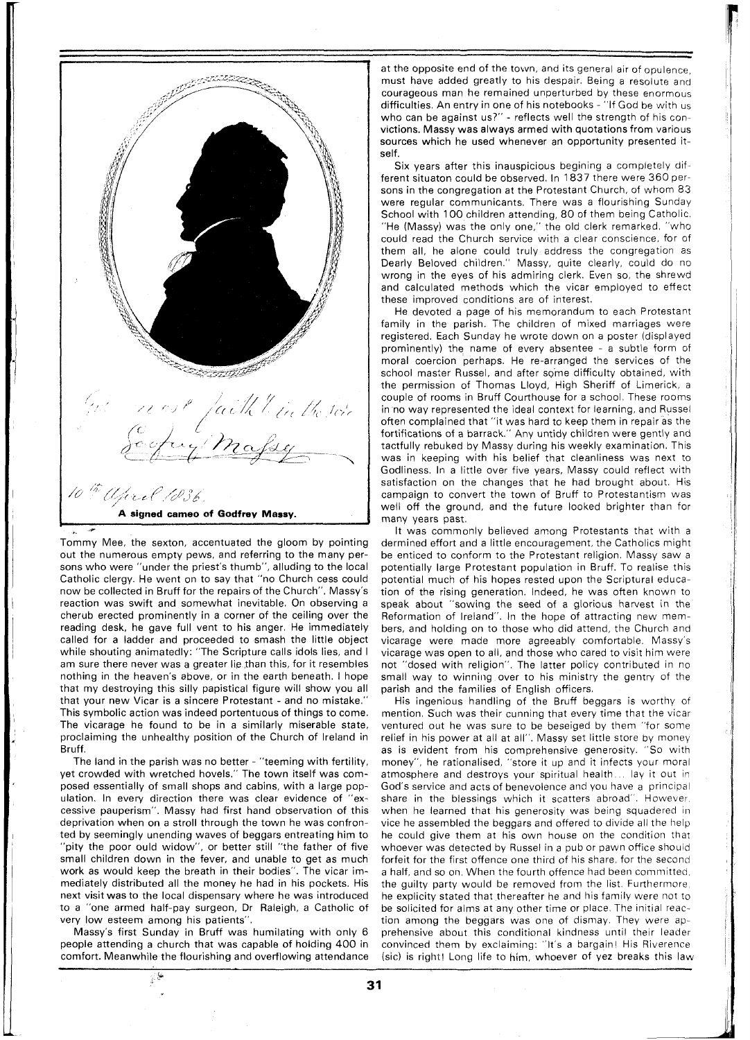A signed cameo of Godfrey Massy.

Tommy Mee, the sexton, accentuated the gloom by pointing out the numerous empty pews, and referring to the many persons who were "under the priest's thumb", alluding to the local Catholic clergy. He went on to say that "no Church cess could now be collected in Bruff for the repairs of the Church". Massy's reaction was swift and somewhat inevitable. On observing a cherub erected prominently in a corner of the ceiling over the reading desk, he gave full vent to his anger. He immediately called for a ladder and proceeded to smash the little object while shouting animatedly: "The Scripture calls idols lies, and I am sure there never was a greater lie than this, for it resembles nothing in the heaven's above, or in the earth beneath. I hope that my destroying this silly papistical figure will show you all that your new Vicar is a sincere Protestant - and no mistake." This symbolic action was indeed portentuous of things to come. The vicarage he found to be in a similarly miserable state, proclaiming the unhealthy position of the Church of Ireland in Bruff.

The land in the parish was no better - "teeming with fertility, yet crowded with wretched hovels." The town itself was composed essentially of small shops and cabins, with a large population. In every direction there was clear evidence of "excessive pauperism". Massy had first hand observation of this deprivation when on a stroll through the town he was confronted by seemingly unending waves of beggars entreating him to "pity the poor ould widow", or better still "the father of five small children down in the fever, and unable to get as much work as would keep the breath in their bodies". The vicar immediately distributed all the money he had in his pockets. His next visit was to the local dispensary where he was introduced to a "one armed half-pay surgeon, Dr Raleigh, a Catholic of very low esteem among his patients".

Massy's first Sunday in Bruff was humilating with only 6 people attending a church that was capable of holding 400 in comfort. Meanwhile the flourishing and overflowing attendance at the opposite end of the town, and its general air of opulence, must have added greatly to his despair. Being a resolute and courageous man he remained unperturbed by these enormous difficulties. An entry in one of his notebooks - "If God be with us who can be against us?" - reflects well the strength of his convictions. Massy was always armed with quotations from various sources which he used whenever an opportunity presented itself.

Six years after this inauspicious begining a completely different situaton could be observed. In 1837 there were 360 persons in the congregation at the Protestant Church, of whom 83 were regular communicants. There was a flourishing Sunday School with 100 children attending, 80 of them being Catholic. "He (Massy) was the only one," the old clerk remarked, "who could read the Church service with a clear conscience, for of them all, he alone could truly address the congregation as Dearly Beloved children." Massy, quite clearly, could do no wrong in the eyes of his admiring clerk. Even so, the shrewd and calculated methods which the vicar employed to effect these improved conditions are of interest.

He devoted a page of his memorandum to each Protestant family in the parish. The children of mixed marriages were registered. Each Sunday he wrote down on a poster (displayed prominently) the name of every absentee - a subtle form of moral coercion perhaps. He re-arranged the services of the school master Russel, and after some difficulty obtained, with the permission of Thomas Lloyd, High Sheriff of Limerick, a couple of rooms in Bruff Courthouse for a school. These rooms in no way represented the ideal context for learning, and Russel often complained that "it was hard to keep them in repair as the fortifications of a barrack." Any untidy children were gently and tactfully rebuked by Massy during his weekly examination. This was in keeping with his belief that cleanliness was next to Godliness. In a little over five years, Massy could reflect with satisfaction on the changes that he had brought about. His campaign to convert the town of Bruff to Protestantism was well off the ground, and the future looked brighter than for many years past.

It was commonly believed among Protestants that with a dermined effort and a little encouragement, the Catholics might be enticed to conform to the Protestant religion. Massy saw a potentially large Protestant population in Bruff. To realise this potential much of his hopes rested upon the Scriptural education of the rising generation. Indeed, he was often known to speak about "sowing the seed of a glorious harvest in the Reformation of Ireland". In the hope of attracting new members, and holding on to those who did attend, the Church and vicarage were made more agreeably comfortable. Massy's vicarage was open to all, and those who cared to visit him were not "dosed with religion". The latter policy contributed in no small way to winning over to his ministry the gentry of the parish and the families of English officers.

His ingenious handling of the Bruff beggars is worthy of mention. Such was their cunning that every time that the vicar ventured out he was sure to be beseiged by them "for some relief in his power at all at all". Massy set little store by money as is evident from his comprehensive generosity. "So with money", he rationalised, "store it up and it infects your moral atmosphere and destroys your spiritual health... lay it out in God's service and acts of benevolence and you have a principal share in the blessings which it scatters abroad". However, when he learned that his generosity was being squadered in vice he assembled the beggars and offered to divide all the help he could give them at his own house on the condition that whoever was detected by Russel in a pub or pawn office should forfeit for the first offence one third of his share, for the second a half, and so on. When the fourth offence had been committed, the guilty party would be removed from the list. Furthermore, he explicity stated that thereafter he and his family were not to be solicited for alms at any other time or place. The initial reaction among the beggars was one of dismay. They were apprehensive about this conditional kindness until their leader convinced them by exclaiming: "It's a bargain! His Riverence (sic) is right! Long life to him, whoever of yez breaks this law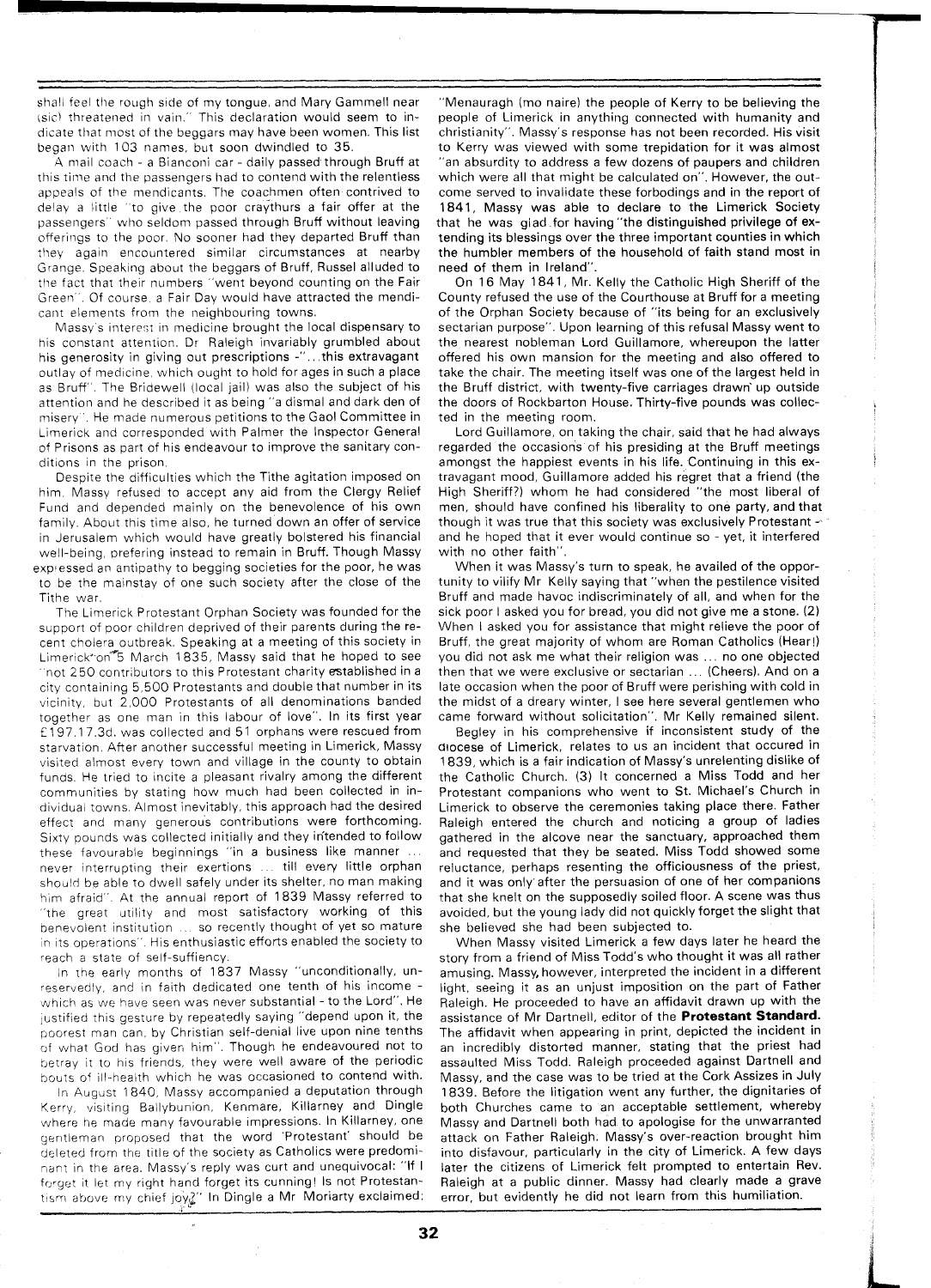shall feel the rough side of my tongue, and Mary Gammell near (sic) threatened in vain." This declaration would seem to indicate that most of the beggars may have been women. This list began with 103 names, but soon dwindled to 35.

A mail coach - a Bianconi car - daily passed through Bruff at this time and the passengers had to contend with the relentless appeals of the mendicants. The coachmen often contrived to delay a little "to give the poor craythurs a fair offer at the passengers" who seldom passed through Bruff without leaving offerings to the poor. No sooner had they departed Bruff than they again encountered similar circumstances at nearby Grange. Speaking about the beggars of Bruff, Russel alluded to the fact that their numbers "went beyond counting on the Fair Green". Of course, a Fair Day would have attracted the mendicant elements from the neighbouring towns.

Massy's interest in medicine brought the local dispensary to his constant attention. Dr Raleigh invariably grumbled about his generosity in giving out prescriptions -"....this extravagant outlay of medicine, which ought to hold for ages in such a place as Bruff". The Bridewell (local jail) was also the subject of his attention and he described it as being "a dismal and dark den of misery". He made numerous petitions to the Gaol Committee in Limerick and corresponded with Palmer the Inspector General of Prisons as part of his endeavour to improve the sanitary conditions in the prison.

Despite the difficulties which the Tithe agitation imposed on him, Massy refused to accept any aid from the Clergy Relief Fund and depended mainly on the benevolence of his own family. About this time also, he turned down an offer of service in Jerusalem which would have greatly bolstered his financial well-being, prefering instead to remain in Bruff. Though Massy expressed an antipathy to begging societies for the poor, he was to be the mainstay of one such society after the close of the Tithe war.

The Limerick Protestant Orphan Society was founded for the support of poor children deprived of their parents during the recent cholera outbreak. Speaking at a meeting of this society in Limerick on 5 March 1835, Massy said that he hoped to see "not 250 contributors to this Protestant charity established in a city containing 5,500 Protestants and double that number in its vicinity, but 2,000 Protestants of all denominations banded together as one man in this labour of love". In its first year £197.17.3d. was collected and 51 orphans were rescued from starvation. After another successful meeting in Limerick, Massy visited almost every town and village in the county to obtain funds. He tried to incite a pleasant rivalry among the different communities by stating how much had been collected in individual towns. Almost inevitably, this approach had the desired effect and many generous contributions were forthcoming. Sixty pounds was collected initially and they intended to follow these favourable beginnings "in a business like manner ... never interrupting their exertions ... till every little orphan should be able to dwell safely under its shelter, no man making him afraid". At the annual report of 1839 Massy referred to "the great utility and most satisfactory working of this benevolent institution ... so recently thought of yet so mature in its operations". His enthusiastic efforts enabled the society to reach a state of self-suffiency.

In the early months of 1837 Massy "unconditionally, unreservedly, and in faith dedicated one tenth of his income - which as we have seen was never substantial - to the Lord". He justified this gesture by repeatedly saying "depend upon it, the poorest man can, by Christian self-denial live upon nine tenths of what God has given him". Though he endeavoured not to betray it to his friends, they were well aware of the periodic bouts of ill-health which he was occasioned to contend with.

In August 1840, Massy accompanied a deputation through Kerry, visiting Ballybunion, Kenmare, Killarney and Dingle where he made many favourable impressions. In Killarney, one gentleman proposed that the word 'Protestant' should be deleted from the title of the society as Catholics were predominant in the area. Massy's reply was curt and unequivocal: "If I forget it let my right hand forget its cunning! Is not Protestantism above my chief joy?" In Dingle a Mr Moriarty exclaimed: "Menauragh (mo naire) the people of Kerry to be believing the people of Limerick in anything connected with humanity and christianity". Massy's response has not been recorded. His visit to Kerry was viewed with some trepidation for it was almost "an absurdity to address a few dozens of paupers and children which were all that might be calculated on". However, the outcome served to invalidate these forbodings and in the report of 1841, Massy was able to declare to the Limerick Society that he was glad for having "the distinguished privilege of extending its blessings over the three important counties in which the humbler members of the household of faith stand most in need of them in Ireland".

On 16 May 1841, Mr. Kelly the Catholic High Sheriff of the County refused the use of the Courthouse at Bruff for a meeting of the Orphan Society because of "its being for an exclusively sectarian purpose". Upon learning of this refusal Massy went to the nearest nobleman Lord Guillamore, whereupon the latter offered his own mansion for the meeting and also offered to take the chair. The meeting itself was one of the largest held in the Bruff district, with twenty-five carriages drawn up outside the doors of Rockbarton House. Thirty-five pounds was collected in the meeting room.

Lord Guillamore, on taking the chair, said that he had always regarded the occasions of his presiding at the Bruff meetings amongst the happiest events in his life. Continuing in this extravagant mood, Guillamore added his regret that a friend (the High Sheriff?) whom he had considered "the most liberal of men, should have confined his liberality to one party, and that though it was true that this society was exclusively Protestant - and he hoped that it ever would continue so - yet, it interfered with no other faith".

When it was Massy's turn to speak, he availed of the opportunity to vilify Mr Kelly saying that "when the pestilence visited Bruff and made havoc indiscriminately of all, and when for the sick poor I asked you for bread, you did not give me a stone. (2) When I asked you for assistance that might relieve the poor of Bruff, the great majority of whom are Roman Catholics (Hear!) you did not ask me what their religion was ... no one objected then that we were exclusive or sectarian ... (Cheers). And on a late occasion when the poor of Bruff were perishing with cold in the midst of a dreary winter, I see here several gentlemen who came forward without solicitation". Mr Kelly remained silent.

Begley in his comprehensive if inconsistent study of the diocese of Limerick, relates to us an incident that occured in 1839, which is a fair indication of Massy's unrelenting dislike of the Catholic Church. (3) It concerned a Miss Todd and her Protestant companions who went to St. Michael's Church in Limerick to observe the ceremonies taking place there. Father Raleigh entered the church and noticing a group of ladies gathered in the alcove near the sanctuary, approached them and requested that they be seated. Miss Todd showed some reluctance, perhaps resenting the officiousness of the priest, and it was only after the persuasion of one of her companions that she knelt on the supposedly soiled floor. A scene was thus avoided, but the young lady did not quickly forget the slight that she believed she had been subjected to.

When Massy visited Limerick a few days later he heard the story from a friend of Miss Todd's who thought it was all rather amusing. Massy, however, interpreted the incident in a different light, seeing it as an unjust imposition on the part of Father Raleigh. He proceeded to have an affidavit drawn up with the assistance of Mr Dartnell, editor of the **Protestant Standard.** The affidavit when appearing in print, depicted the incident in an incredibly distorted manner, stating that the priest had assaulted Miss Todd. Raleigh proceeded against Dartnell and Massy, and the case was to be tried at the Cork Assizes in July 1839. Before the litigation went any further, the dignitaries of both Churches came to an acceptable settlement, whereby Massy and Dartnell both had to apologise for the unwarranted attack on Father Raleigh. Massy's over-reaction brought him into disfavour, particularly in the city of Limerick. A few days later the citizens of Limerick felt prompted to entertain Rev. Raleigh at a public dinner. Massy had clearly made a grave error, but evidently he did not learn from this humiliation.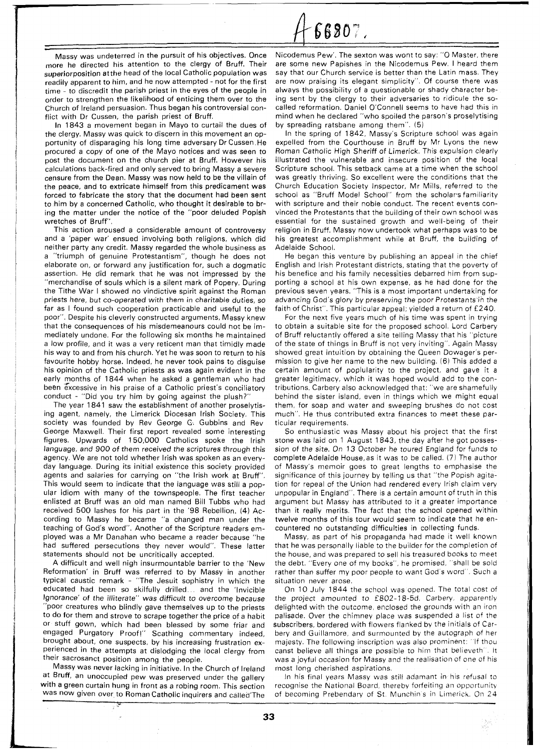Massy was undeterred in the pursuit of his objectives. Once more he directed his attention to the clergy of Bruff. Their superiorposition atthe head of the local Catholic population was readily apparent to him, and he now attempted - not for the first time - to discredit the parish priest in the eyes of the people in order to strengthen the likelihood of enticing them over to the Church of Ireland persuasion. Thus began his controversial conflict with Dr Cussen, the parish priest of Bruff.

In 1843 a movement began in Mayo to curtail the dues of the clergy. Massy was quick to discern in this movement an opportunity of disparaging his long time adversary Dr Cussen. He procured a copy of one of the Mayo notices and was seen to post the document on the church pier at Bruff. However his calculations back-fired and only served to bring Massy a severe censure from the Dean. Massy was now held to be the villain of the peace, and to extricate himself from this predicament was forced to fabricate the story that the document had been sent to him by a concerned Catholic, who thought it desirable to bring the matter under the notice of the "poor deluded Popish wretches of Bruff".

This action aroused a considerable amount of controversy and a 'paper war' ensued involving both religions, which did neither party any credit. Massy regarded the whole business as a "triumph of genuine Protestantism", though he does not elaborate on, or forward any justification for, such a dogmatic assertion. He did remark that he was not impressed by the "merchandise of souls which is a silent mark of Popery. During the Tithe War I showed no vindictive spirit against the Roman priests here, but co-operated with them in charitable duties, so far as I found such cooperation practicable and useful to the poor". Despite his cleverly constructed arguments, Massy knew that the consequences of his misdemeanours could not be immediately undone. For the following six months he maintained a low profile, and it was a very reticent man that timidly made his way to and from his church. Yet he was soon to return to his favourite hobby horse. Indeed, he never took pains to disguise his opinion of the Catholic priests as was again evident in the early months of 1844 when he asked a gentleman who had been excessive in his praise of a Catholic priest's conciliatory conduct - "Did you try him by going against the plush?"

The year 1841 saw the establishment of another proselytising agent, namely, the Limerick Diocesan Irish Society. This society was founded by Rev George G. Gubbins and Rev George Maxwell. Their first report revealed some interesting figures. Upwards of 150,000 Catholics spoke the Irish language, and 900 of them received the scriptures through this agency. We are not told whether Irish was spoken as an everyday language. During its initial existence this society provided agents and salaries for carrying on "the Irish work at Bruff". This would seem to indicate that the language was still a popular idiom with many of the townspeople. The first teacher enlisted at Bruff was an old man named Bill Tubbs who had received 500 lashes for his part in the '98 Rebellion. (4) According to Massy he became "a changed man under the teaching of God's word". Another of the Scripture readers employed was a Mr Danahan who became a reader because "he had suffered persecutions they never would". These latter statements should not be uncritically accepted.

A difficult and well nigh insurmountable barrier to the 'New Reformation' in Bruff was referred to by Massy in another typical caustic remark - "The Jesuit sophistry in which the educated had been so skilfully drilled... and the 'Invicible Ignorance' of the illiterate" was difficult to overcome because "poor creatures who blindly gave themselves up to the priests to do for them and strove to scrape together the price of a habit or stuff gown, which had been blessed by some friar and engaged Purgatory Proof!" Scathing commentary indeed, brought about, one suspects, by his increasing frustration experienced in the attempts at dislodging the local clergy from their sacrosanct position among the people.

Massy was never lacking in initiative. In the Church of Ireland at Bruff, an unoccupied pew was preserved under the gallery with a green curtain hung in front as a robing room. This section was now given over to Roman Catholic inquirers and called 'The Nicodemus Pew'. The sexton was wont to say: "O Master, there are some new Papishes in the Nicodemus Pew. I heard them say that our Church service is better than the Latin mass. They are now praising its elegant simplicity". Of course there was always the possibility of a questionable or shady character being sent by the clergy to their adversaries to ridicule the so-called reformation. Daniel O'Connell seems to have had this in mind when he declared "who spoiled the parson's proselytising by spreading ratsbane among them". (5)

In the spring of 1842, Massy's Scripture school was again expelled from the Courthouse in Bruff by Mr Lyons the new Roman Catholic High Sheriff of Limerick. This expulsion clearly illustrated the vulnerable and insecure position of the local Scripture school. This setback came at a time when the school was greatly thriving. So excellent were the conditions that the Church Education Society Inspector, Mr Mills, referred to the school as "Bruff Model School" from the scholar's familiarity with scripture and their noble conduct. The recent events convinced the Protestants that the building of their own school was essential for the sustained growth and well-being of their religion in Bruff. Massy now undertook what perhaps was to be his greatest accomplishment while at Bruff, the building of Adelaide School.

He began this venture by publishing an appeal in the chief English and Irish Protestant districts, stating that the poverty of his benefice and his family necessities debarred him from supporting a school at his own expense, as he had done for the previous seven years. "This is a most important undertaking for advancing God's glory by preserving the poor Protestants in the faith of Christ". This particular appeal; yielded a return of £240.

For the next five years much of his time was spent in trying to obtain a suitable site for the proposed school. Lord Carbery of Bruff reluctantly offered a site telling Massy that his "picture of the state of things in Bruff is not very inviting". Again Massy showed great intuition by obtaining the Queen Dowager's permission to give her name to the new building. (6) This added a certain amount of poplularity to the project, and gave it a greater legitimacy, which it was hoped would add to the contributions. Carbery also acknowledged that: "we are shamefully behind the sister island, even in things which we might equal them, for soap and water and sweeping brushes do not cost much". He thus contributed extra finances to meet these particular requirements.

So enthusiastic was Massy about his project that the first stone was laid on 1 August 1843, the day after he got possession of the site. On 13 October he toured England for funds to complete Adelaide House, as it was to be called. (7) The author of Massy's memoir goes to great lengths to emphasise the significance of this journey by telling us that "the Popish agitation for repeal of the Union had rendered every Irish claim very unpopular in England". There is a certain amount of truth in this argument but Massy has attributed to it a greater importance than it really merits. The fact that the school opened within twelve months of this tour would seem to indicate that he encountered no outstanding difficulties in collecting funds.

Massy, as part of his propaganda had made it well known that he was personally liable to the builder for the completion of the house, and was prepared to sell his treasured books to meet the debt. "Every one of my books", he promised, "shall be sold rather than suffer my poor people to want God's word". Such a situation never arose.

On 10 July 1844 the school was opened. The total cost of the project amounted to £802-18-5d. Carbery, apparently delighted with the outcome, enclosed the grounds with an iron palisade. Over the chimney place was suspended a list of the subscribers, bordered with flowers flanked by the initials of Carbery and Guillamore, and surmounted by the autograph of her majesty. The following inscription was also prominent: "If thou canst believe all things are possible to him that believeth". It was a joyful occasion for Massy and the realisation of one of his most long cherished aspirations.

In his final years Massy was still adamant in his refusal to recognise the National Board, thereby forfeiting an opportunity of becoming Prebendary of St. Munchin's in Limerick. On 24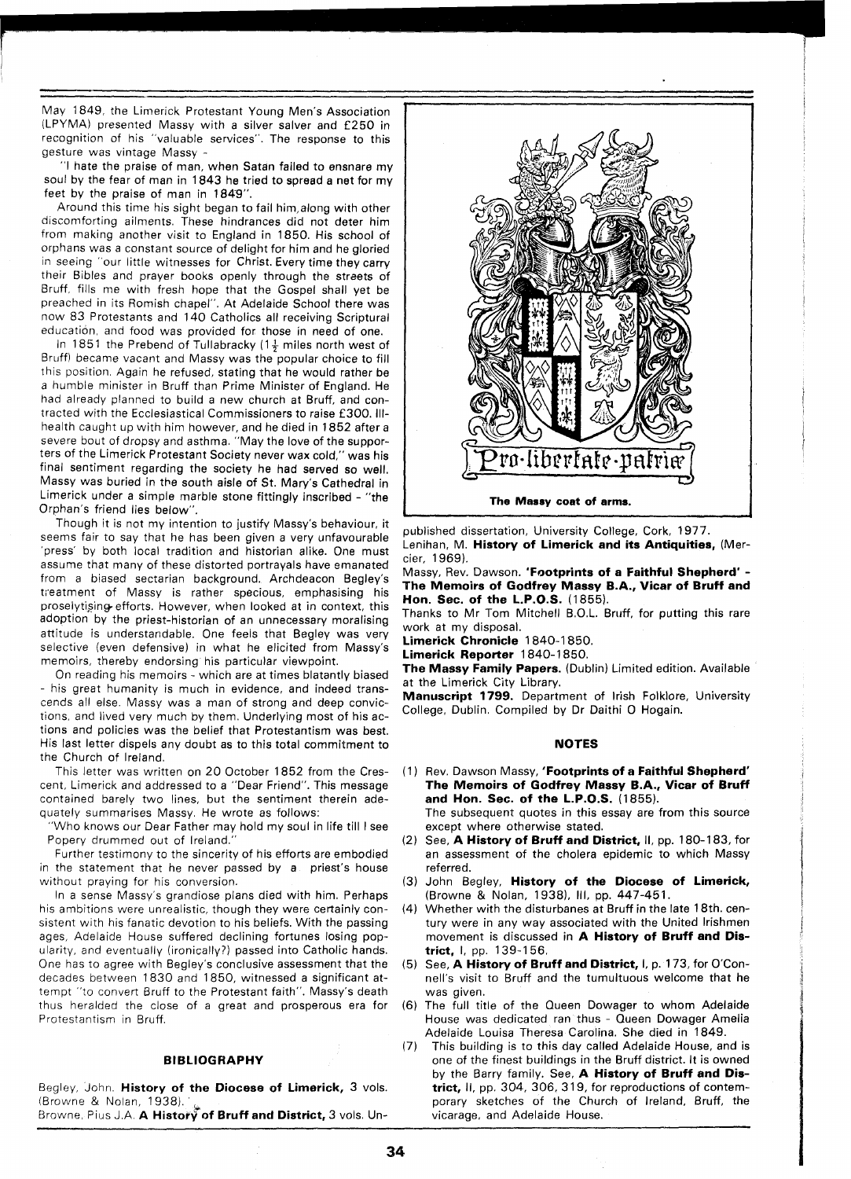May 1849, the Limerick Protestant Young Men's Association (LPYMA) presented Massy with a silver salver and £250 in recognition of his "valuable services". The response to this gesture was vintage Massy -

"I hate the praise of man, when Satan failed to ensnare my soul by the fear of man in 1843 he tried to spread a net for my feet by the praise of man in 1849".

Around this time his sight began to fail him, along with other discomforting ailments. These hindrances did not deter him from making another visit to England in 1850. His school of orphans was a constant source of delight for him and he gloried in seeing "our little witnesses for Christ. Every time they carry their Bibles and prayer books openly through the streets of Bruff, fills me with fresh hope that the Gospel shall yet be preached in its Romish chapel". At Adelaide School there was now 83 Protestants and 140 Catholics all receiving Scriptural education, and food was provided for those in need of one.

In 1851 the Prebend of Tullabracky (1½ miles north west of Bruff) became vacant and Massy was the popular choice to fill this position. Again he refused, stating that he would rather be a humble minister in Bruff than Prime Minister of England. He had already planned to build a new church at Bruff, and contracted with the Ecclesiastical Commissioners to raise £300. Ill-health caught up with him however, and he died in 1852 after a severe bout of dropsy and asthma. "May the love of the supporters of the Limerick Protestant Society never wax cold," was his final sentiment regarding the society he had served so well. Massy was buried in the south aisle of St. Mary's Cathedral in Limerick under a simple marble stone fittingly inscribed - "the Orphan's friend lies below".

Though it is not my intention to justify Massy's behaviour, it seems fair to say that he has been given a very unfavourable 'press' by both local tradition and historian alike. One must assume that many of these distorted portrayals have emanated from a biased sectarian background. Archdeacon Begley's treatment of Massy is rather specious, emphasising his proselytising efforts. However, when looked at in context, this adoption by the priest-historian of an unnecessary moralising attitude is understandable. One feels that Begley was very selective (even defensive) in what he elicited from Massy's memoirs, thereby endorsing his particular viewpoint.

On reading his memoirs - which are at times blatantly biased - his great humanity is much in evidence, and indeed transcends all else. Massy was a man of strong and deep convictions, and lived very much by them. Underlying most of his actions and policies was the belief that Protestantism was best. His last letter dispels any doubt as to this total commitment to the Church of Ireland.

This letter was written on 20 October 1852 from the Crescent, Limerick and addressed to a "Dear Friend". This message contained barely two lines, but the sentiment therein adequately summarises Massy. He wrote as follows:

"Who knows our Dear Father may hold my soul in life till I see Popery drummed out of Ireland."

Further testimony to the sincerity of his efforts are embodied in the statement that he never passed by a priest's house without praying for his conversion.

In a sense Massy's grandiose plans died with him. Perhaps his ambitions were unrealistic, though they were certainly consistent with his fanatic devotion to his beliefs. With the passing ages, Adelaide House suffered declining fortunes losing popularity, and eventually (ironically?) passed into Catholic hands. One has to agree with Begley's conclusive assessment that the decades between 1830 and 1850, witnessed a significant attempt "to convert Bruff to the Protestant faith". Massy's death thus heralded the close of a great and prosperous era for Protestantism in Bruff.

Pro libertate patriae

**The Massy coat of arms.**

### BIBLIOGRAPHY

Begley, John. **History of the Diocese of Limerick,** 3 vols. (Browne & Nolan, 1938).

Browne, Pius J.A. **A History of Bruff and District,** 3 vols. Unpublished dissertation, University College, Cork, 1977.

Lenihan, M. **History of Limerick and its Antiquities,** (Mercier, 1969).

Massy, Rev. Dawson. **'Footprints of a Faithful Shepherd' - The Memoirs of Godfrey Massy B.A., Vicar of Bruff and Hon. Sec. of the L.P.O.S.** (1855).

Thanks to Mr Tom Mitchell B.O.L. Bruff, for putting this rare work at my disposal.

**Limerick Chronicle** 1840-1850.

**Limerick Reporter** 1840-1850.

**The Massy Family Papers.** (Dublin) Limited edition. Available at the Limerick City Library.

**Manuscript 1799.** Department of Irish Folklore, University College, Dublin. Compiled by Dr Daithi O Hogain.

### NOTES

(1) Rev. Dawson Massy, **'Footprints of a Faithful Shepherd' The Memoirs of Godfrey Massy B.A., Vicar of Bruff and Hon. Sec. of the L.P.O.S.** (1855).
The subsequent quotes in this essay are from this source except where otherwise stated.

(2) See, **A History of Bruff and District,** II, pp. 180-183, for an assessment of the cholera epidemic to which Massy referred.

(3) John Begley, **History of the Diocese of Limerick,** (Browne & Nolan, 1938), III, pp. 447-451.

(4) Whether with the disturbanes at Bruff in the late 18th. century were in any way associated with the United Irishmen movement is discussed in **A History of Bruff and District,** I, pp. 139-156.

(5) See, **A History of Bruff and District,** I, p. 173, for O'Connell's visit to Bruff and the tumultuous welcome that he was given.

(6) The full title of the Queen Dowager to whom Adelaide House was dedicated ran thus - Queen Dowager Amelia Adelaide Louisa Theresa Carolina. She died in 1849.

(7) This building is to this day called Adelaide House, and is one of the finest buildings in the Bruff district. It is owned by the Barry family. See, **A History of Bruff and District,** II, pp. 304, 306, 319, for reproductions of contemporary sketches of the Church of Ireland, Bruff, the vicarage, and Adelaide House.